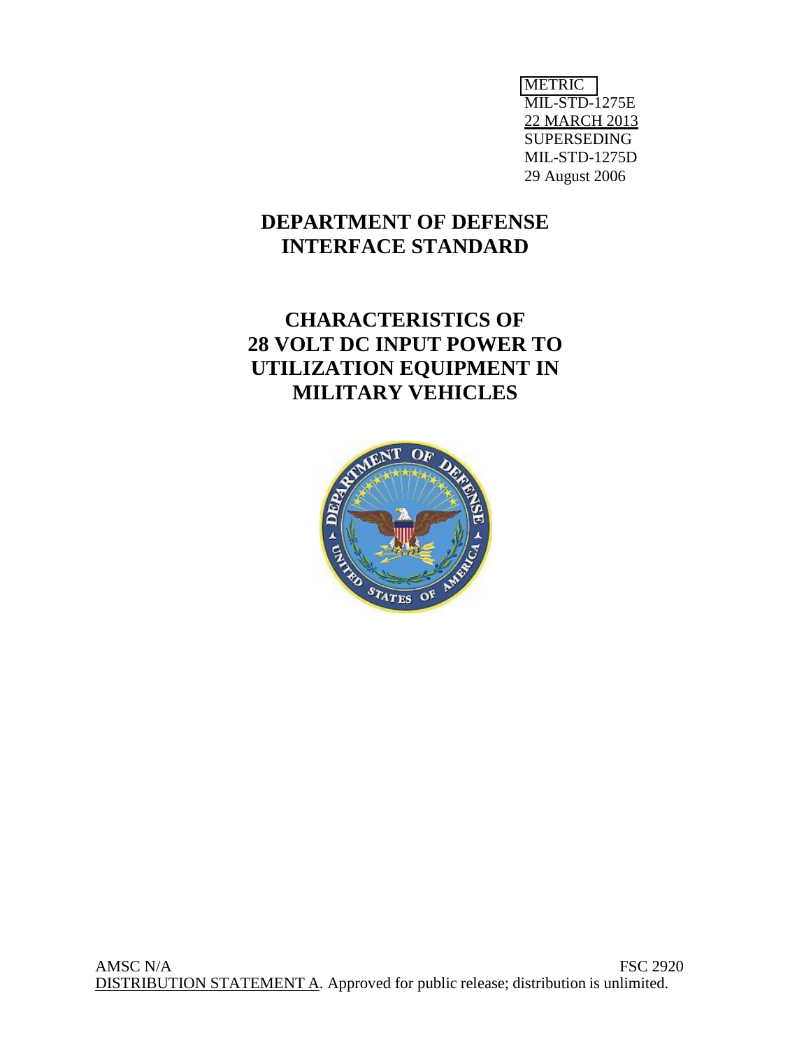METRIC

MIL-STD-1275E
22 MARCH 2013
SUPERSEDING
MIL-STD-1275D
29 August 2006

# DEPARTMENT OF DEFENSE INTERFACE STANDARD

# CHARACTERISTICS OF 28 VOLT DC INPUT POWER TO UTILIZATION EQUIPMENT IN MILITARY VEHICLES

AMSC N/A FSC 2920

DISTRIBUTION STATEMENT A. Approved for public release; distribution is unlimited.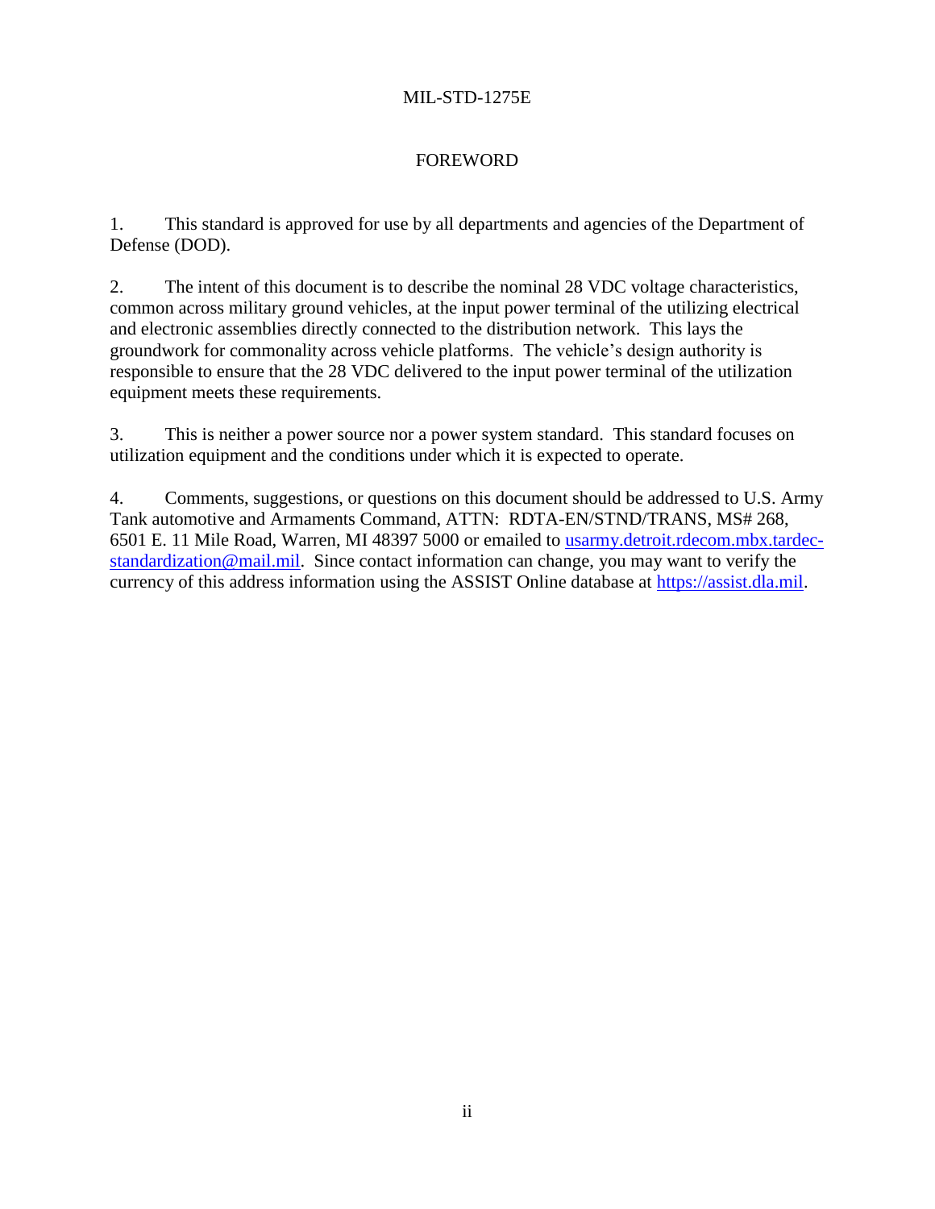## FOREWORD

1. This standard is approved for use by all departments and agencies of the Department of Defense (DOD).

2. The intent of this document is to describe the nominal 28 VDC voltage characteristics, common across military ground vehicles, at the input power terminal of the utilizing electrical and electronic assemblies directly connected to the distribution network. This lays the groundwork for commonality across vehicle platforms. The vehicle's design authority is responsible to ensure that the 28 VDC delivered to the input power terminal of the utilization equipment meets these requirements.

3. This is neither a power source nor a power system standard. This standard focuses on utilization equipment and the conditions under which it is expected to operate.

4. Comments, suggestions, or questions on this document should be addressed to U.S. Army Tank automotive and Armaments Command, ATTN: RDTA-EN/STND/TRANS, MS# 268, 6501 E. 11 Mile Road, Warren, MI 48397 5000 or emailed to usarmy.detroit.rdecom.mbx.tardec-standardization@mail.mil. Since contact information can change, you may want to verify the currency of this address information using the ASSIST Online database at https://assist.dla.mil.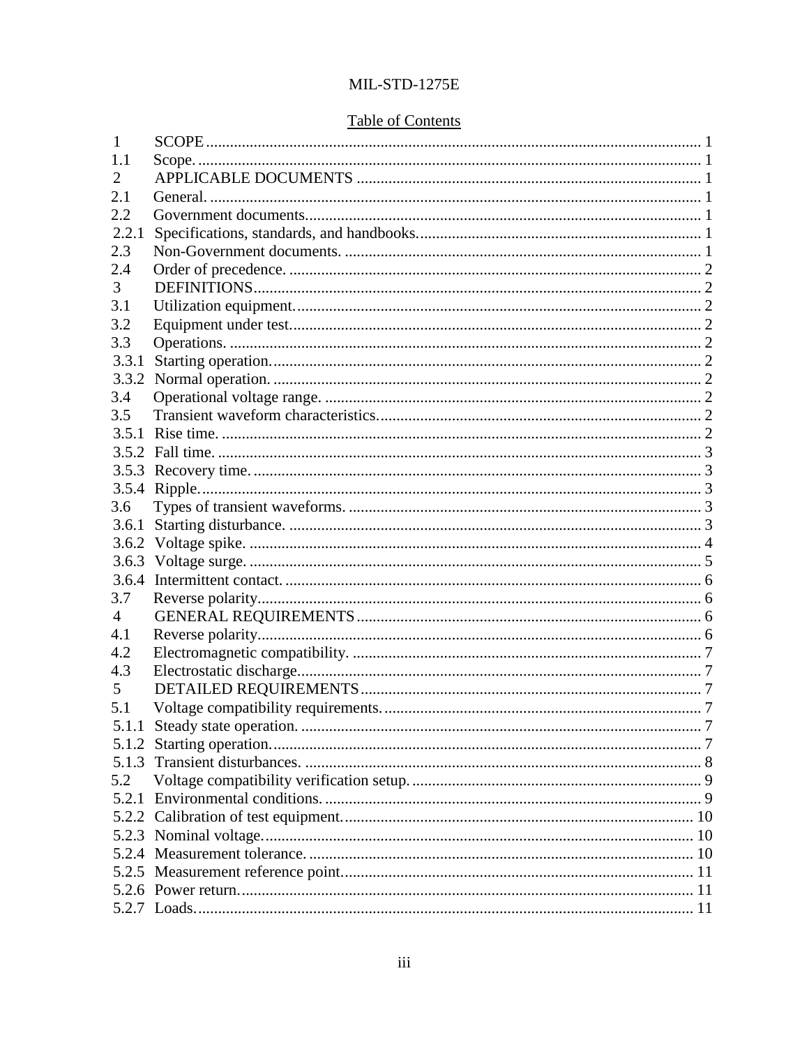## Table of Contents

| | | |
|---|---|---|
| 1 | SCOPE | 1 |
| 1.1 | Scope. | 1 |
| 2 | APPLICABLE DOCUMENTS | 1 |
| 2.1 | General. | 1 |
| 2.2 | Government documents. | 1 |
| 2.2.1 | Specifications, standards, and handbooks. | 1 |
| 2.3 | Non-Government documents. | 1 |
| 2.4 | Order of precedence. | 2 |
| 3 | DEFINITIONS | 2 |
| 3.1 | Utilization equipment. | 2 |
| 3.2 | Equipment under test. | 2 |
| 3.3 | Operations. | 2 |
| 3.3.1 | Starting operation. | 2 |
| 3.3.2 | Normal operation. | 2 |
| 3.4 | Operational voltage range. | 2 |
| 3.5 | Transient waveform characteristics. | 2 |
| 3.5.1 | Rise time. | 2 |
| 3.5.2 | Fall time. | 3 |
| 3.5.3 | Recovery time. | 3 |
| 3.5.4 | Ripple. | 3 |
| 3.6 | Types of transient waveforms. | 3 |
| 3.6.1 | Starting disturbance. | 3 |
| 3.6.2 | Voltage spike. | 4 |
| 3.6.3 | Voltage surge. | 5 |
| 3.6.4 | Intermittent contact. | 6 |
| 3.7 | Reverse polarity. | 6 |
| 4 | GENERAL REQUIREMENTS | 6 |
| 4.1 | Reverse polarity. | 6 |
| 4.2 | Electromagnetic compatibility. | 7 |
| 4.3 | Electrostatic discharge. | 7 |
| 5 | DETAILED REQUIREMENTS | 7 |
| 5.1 | Voltage compatibility requirements. | 7 |
| 5.1.1 | Steady state operation. | 7 |
| 5.1.2 | Starting operation. | 7 |
| 5.1.3 | Transient disturbances. | 8 |
| 5.2 | Voltage compatibility verification setup. | 9 |
| 5.2.1 | Environmental conditions. | 9 |
| 5.2.2 | Calibration of test equipment. | 10 |
| 5.2.3 | Nominal voltage. | 10 |
| 5.2.4 | Measurement tolerance. | 10 |
| 5.2.5 | Measurement reference point. | 11 |
| 5.2.6 | Power return. | 11 |
| 5.2.7 | Loads. | 11 |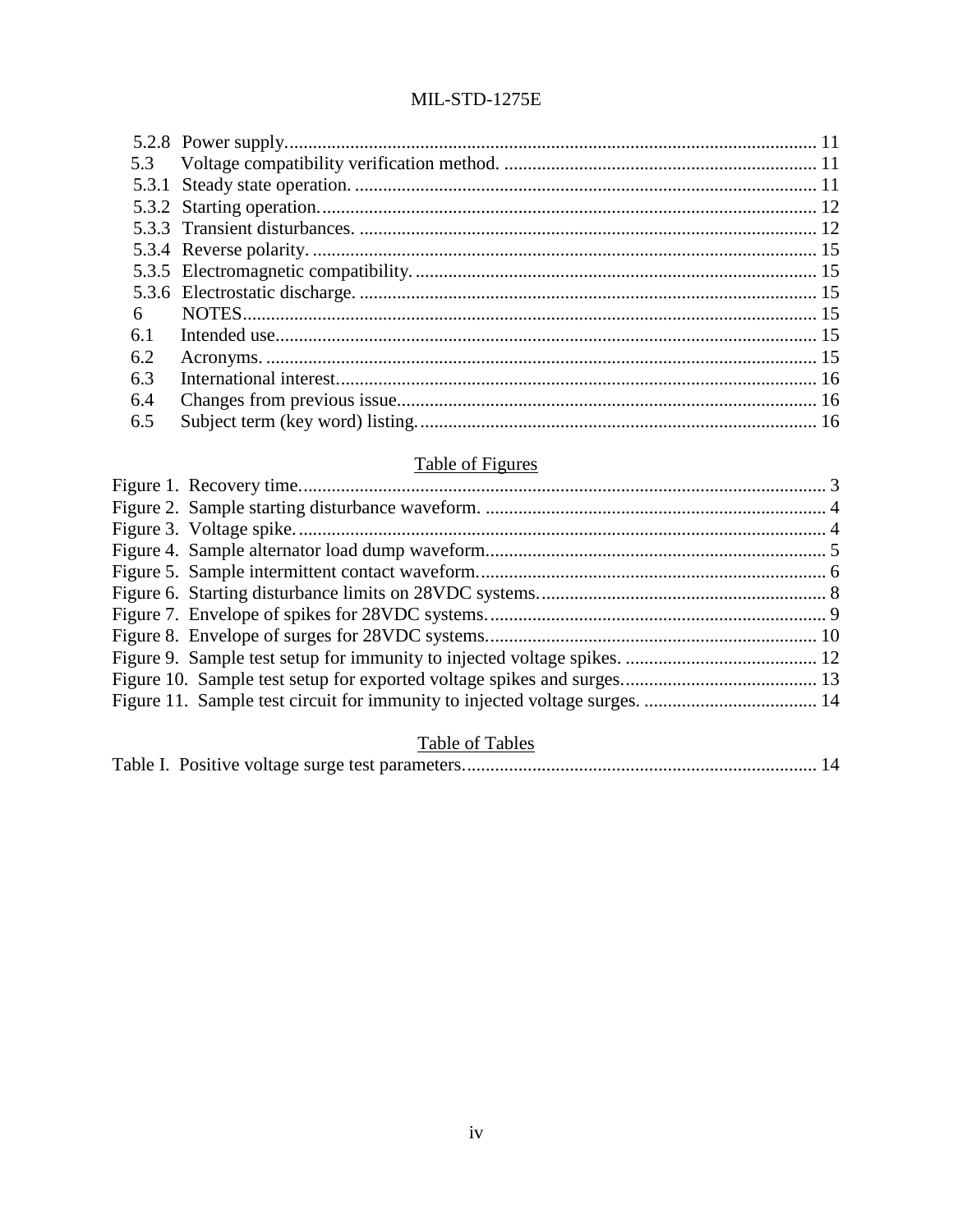5.2.8 Power supply.................................................................................................................. 11
5.3 Voltage compatibility verification method. .................................................................. 11
5.3.1 Steady state operation. .................................................................................................. 11
5.3.2 Starting operation.......................................................................................................... 12
5.3.3 Transient disturbances. ................................................................................................. 12
5.3.4 Reverse polarity. ........................................................................................................... 15
5.3.5 Electromagnetic compatibility. ..................................................................................... 15
5.3.6 Electrostatic discharge. ................................................................................................. 15
6 NOTES.......................................................................................................................... 15
6.1 Intended use................................................................................................................... 15
6.2 Acronyms. ..................................................................................................................... 15
6.3 International interest...................................................................................................... 16
6.4 Changes from previous issue......................................................................................... 16
6.5 Subject term (key word) listing...................................................................................... 16

## Table of Figures

Figure 1. Recovery time.................................................................................................................. 3
Figure 2. Sample starting disturbance waveform. ......................................................................... 4
Figure 3. Voltage spike.................................................................................................................. 4
Figure 4. Sample alternator load dump waveform......................................................................... 5
Figure 5. Sample intermittent contact waveform........................................................................... 6
Figure 6. Starting disturbance limits on 28VDC systems.............................................................. 8
Figure 7. Envelope of spikes for 28VDC systems......................................................................... 9
Figure 8. Envelope of surges for 28VDC systems....................................................................... 10
Figure 9. Sample test setup for immunity to injected voltage spikes. ......................................... 12
Figure 10. Sample test setup for exported voltage spikes and surges.......................................... 13
Figure 11. Sample test circuit for immunity to injected voltage surges. ..................................... 14

## Table of Tables

Table I. Positive voltage surge test parameters............................................................................ 14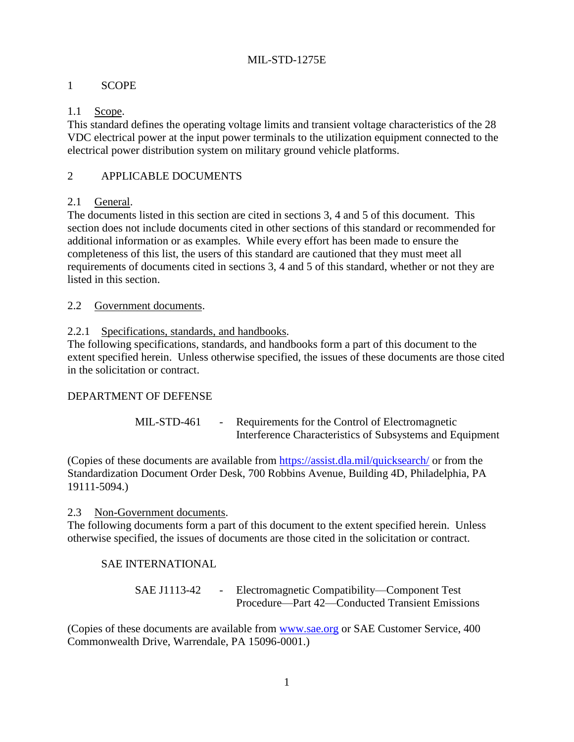# 1 SCOPE

## 1.1 Scope.

This standard defines the operating voltage limits and transient voltage characteristics of the 28 VDC electrical power at the input power terminals to the utilization equipment connected to the electrical power distribution system on military ground vehicle platforms.

# 2 APPLICABLE DOCUMENTS

## 2.1 General.

The documents listed in this section are cited in sections 3, 4 and 5 of this document. This section does not include documents cited in other sections of this standard or recommended for additional information or as examples. While every effort has been made to ensure the completeness of this list, the users of this standard are cautioned that they must meet all requirements of documents cited in sections 3, 4 and 5 of this standard, whether or not they are listed in this section.

## 2.2 Government documents.

### 2.2.1 Specifications, standards, and handbooks.

The following specifications, standards, and handbooks form a part of this document to the extent specified herein. Unless otherwise specified, the issues of these documents are those cited in the solicitation or contract.

DEPARTMENT OF DEFENSE

MIL-STD-461 - Requirements for the Control of Electromagnetic Interference Characteristics of Subsystems and Equipment

(Copies of these documents are available from https://assist.dla.mil/quicksearch/ or from the Standardization Document Order Desk, 700 Robbins Avenue, Building 4D, Philadelphia, PA 19111-5094.)

## 2.3 Non-Government documents.

The following documents form a part of this document to the extent specified herein. Unless otherwise specified, the issues of documents are those cited in the solicitation or contract.

SAE INTERNATIONAL

SAE J1113-42 - Electromagnetic Compatibility—Component Test Procedure—Part 42—Conducted Transient Emissions

(Copies of these documents are available from www.sae.org or SAE Customer Service, 400 Commonwealth Drive, Warrendale, PA 15096-0001.)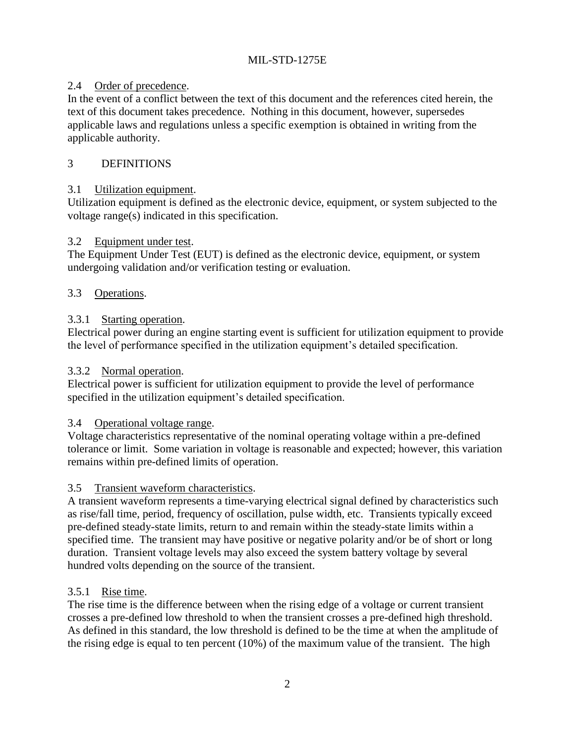## 2.4 Order of precedence.

In the event of a conflict between the text of this document and the references cited herein, the text of this document takes precedence. Nothing in this document, however, supersedes applicable laws and regulations unless a specific exemption is obtained in writing from the applicable authority.

# 3 DEFINITIONS

## 3.1 Utilization equipment.

Utilization equipment is defined as the electronic device, equipment, or system subjected to the voltage range(s) indicated in this specification.

## 3.2 Equipment under test.

The Equipment Under Test (EUT) is defined as the electronic device, equipment, or system undergoing validation and/or verification testing or evaluation.

## 3.3 Operations.

### 3.3.1 Starting operation.

Electrical power during an engine starting event is sufficient for utilization equipment to provide the level of performance specified in the utilization equipment's detailed specification.

### 3.3.2 Normal operation.

Electrical power is sufficient for utilization equipment to provide the level of performance specified in the utilization equipment's detailed specification.

## 3.4 Operational voltage range.

Voltage characteristics representative of the nominal operating voltage within a pre-defined tolerance or limit. Some variation in voltage is reasonable and expected; however, this variation remains within pre-defined limits of operation.

## 3.5 Transient waveform characteristics.

A transient waveform represents a time-varying electrical signal defined by characteristics such as rise/fall time, period, frequency of oscillation, pulse width, etc. Transients typically exceed pre-defined steady-state limits, return to and remain within the steady-state limits within a specified time. The transient may have positive or negative polarity and/or be of short or long duration. Transient voltage levels may also exceed the system battery voltage by several hundred volts depending on the source of the transient.

### 3.5.1 Rise time.

The rise time is the difference between when the rising edge of a voltage or current transient crosses a pre-defined low threshold to when the transient crosses a pre-defined high threshold. As defined in this standard, the low threshold is defined to be the time at when the amplitude of the rising edge is equal to ten percent (10%) of the maximum value of the transient. The high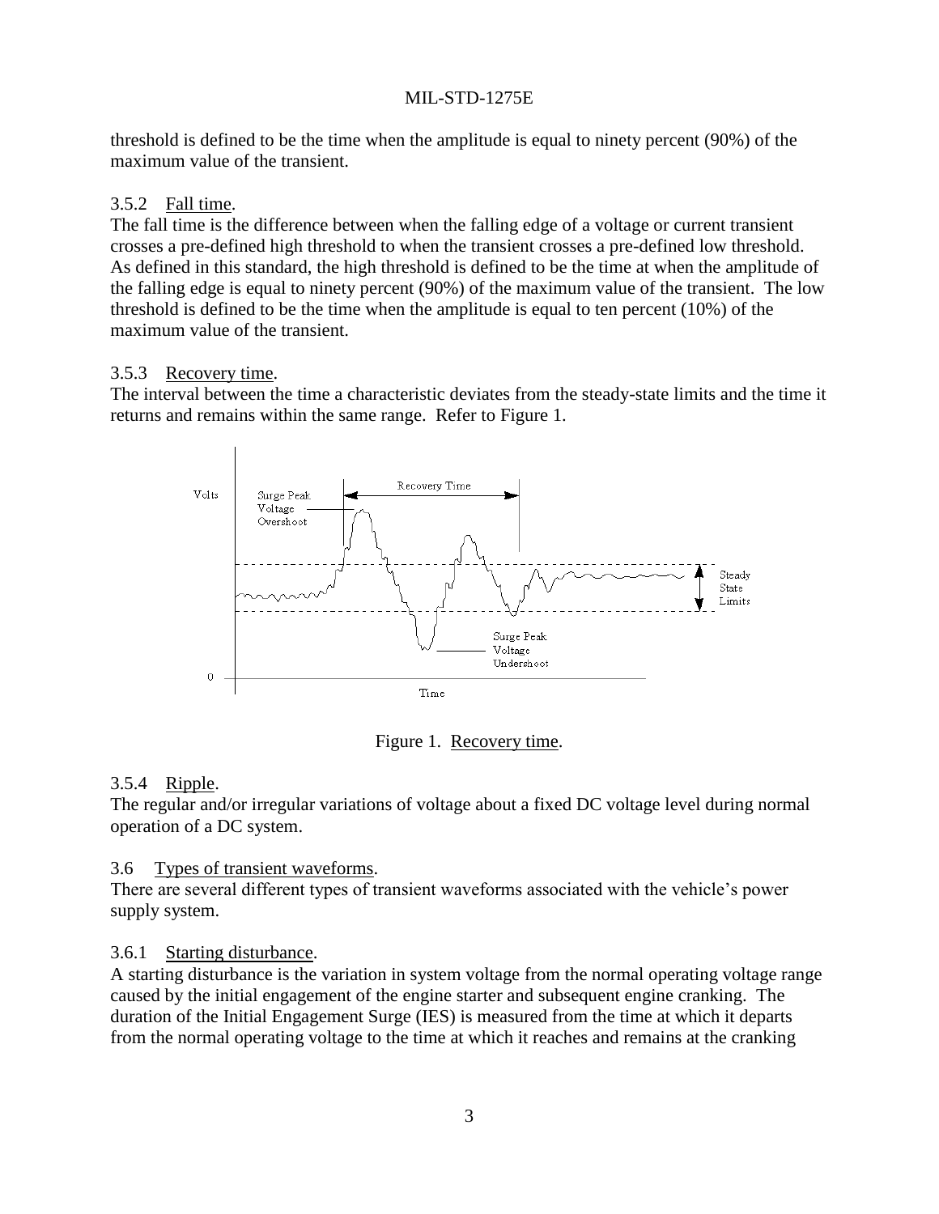threshold is defined to be the time when the amplitude is equal to ninety percent (90%) of the maximum value of the transient.

### 3.5.2 Fall time.

The fall time is the difference between when the falling edge of a voltage or current transient crosses a pre-defined high threshold to when the transient crosses a pre-defined low threshold. As defined in this standard, the high threshold is defined to be the time at when the amplitude of the falling edge is equal to ninety percent (90%) of the maximum value of the transient. The low threshold is defined to be the time when the amplitude is equal to ten percent (10%) of the maximum value of the transient.

### 3.5.3 Recovery time.

The interval between the time a characteristic deviates from the steady-state limits and the time it returns and remains within the same range. Refer to Figure 1.

Volts
Surge Peak Voltage Overshoot
Recovery Time
Steady State Limits
Surge Peak Voltage Undershoot
0
Time

Figure 1. Recovery time.

### 3.5.4 Ripple.

The regular and/or irregular variations of voltage about a fixed DC voltage level during normal operation of a DC system.

## 3.6 Types of transient waveforms.

There are several different types of transient waveforms associated with the vehicle's power supply system.

### 3.6.1 Starting disturbance.

A starting disturbance is the variation in system voltage from the normal operating voltage range caused by the initial engagement of the engine starter and subsequent engine cranking. The duration of the Initial Engagement Surge (IES) is measured from the time at which it departs from the normal operating voltage to the time at which it reaches and remains at the cranking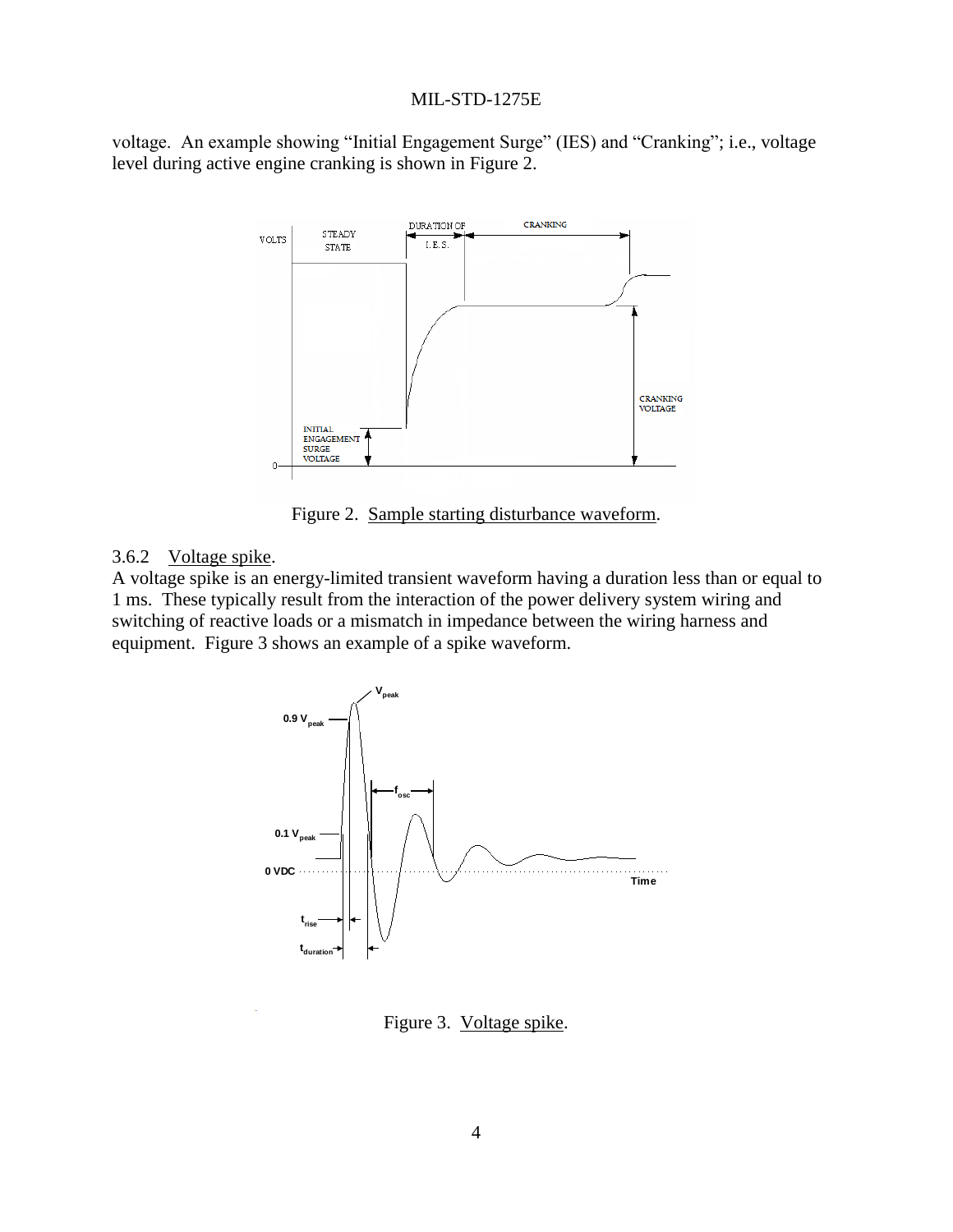voltage. An example showing "Initial Engagement Surge" (IES) and "Cranking"; i.e., voltage level during active engine cranking is shown in Figure 2.

VOLTS

STEADY STATE

DURATION OF I.E.S.

CRANKING

CRANKING VOLTAGE

INITIAL ENGAGEMENT SURGE VOLTAGE

0

Figure 2. Sample starting disturbance waveform.

### 3.6.2 Voltage spike.

A voltage spike is an energy-limited transient waveform having a duration less than or equal to 1 ms. These typically result from the interaction of the power delivery system wiring and switching of reactive loads or a mismatch in impedance between the wiring harness and equipment. Figure 3 shows an example of a spike waveform.

$V_{peak}$

0.9 $V_{peak}$

$f_{osc}$

0.1 $V_{peak}$

0 VDC

Time

$t_{rise}$

$t_{duration}$

Figure 3. Voltage spike.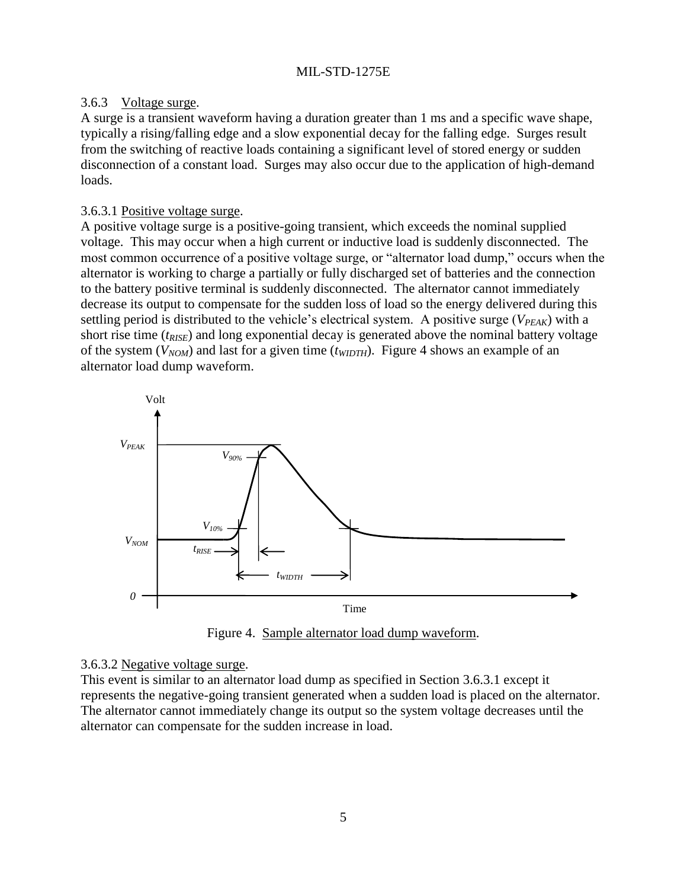### 3.6.3 Voltage surge.

A surge is a transient waveform having a duration greater than 1 ms and a specific wave shape, typically a rising/falling edge and a slow exponential decay for the falling edge. Surges result from the switching of reactive loads containing a significant level of stored energy or sudden disconnection of a constant load. Surges may also occur due to the application of high-demand loads.

#### 3.6.3.1 Positive voltage surge.

A positive voltage surge is a positive-going transient, which exceeds the nominal supplied voltage. This may occur when a high current or inductive load is suddenly disconnected. The most common occurrence of a positive voltage surge, or "alternator load dump," occurs when the alternator is working to charge a partially or fully discharged set of batteries and the connection to the battery positive terminal is suddenly disconnected. The alternator cannot immediately decrease its output to compensate for the sudden loss of load so the energy delivered during this settling period is distributed to the vehicle's electrical system. A positive surge ($V_{PEAK}$) with a short rise time ($t_{RISE}$) and long exponential decay is generated above the nominal battery voltage of the system ($V_{NOM}$) and last for a given time ($t_{WIDTH}$). Figure 4 shows an example of an alternator load dump waveform.

Figure 4. Sample alternator load dump waveform.

#### 3.6.3.2 Negative voltage surge.

This event is similar to an alternator load dump as specified in Section 3.6.3.1 except it represents the negative-going transient generated when a sudden load is placed on the alternator. The alternator cannot immediately change its output so the system voltage decreases until the alternator can compensate for the sudden increase in load.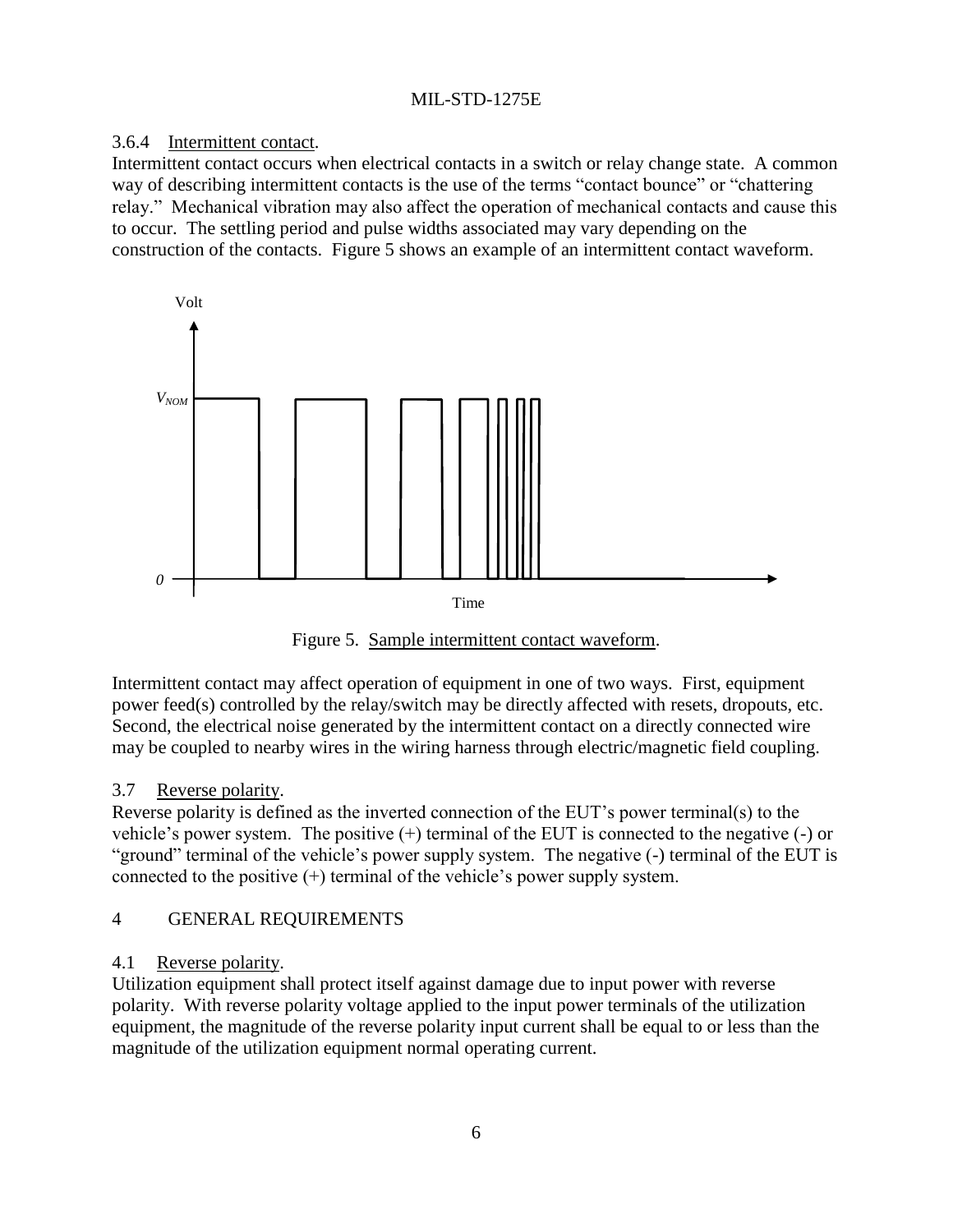### 3.6.4 Intermittent contact.

Intermittent contact occurs when electrical contacts in a switch or relay change state. A common way of describing intermittent contacts is the use of the terms "contact bounce" or "chattering relay." Mechanical vibration may also affect the operation of mechanical contacts and cause this to occur. The settling period and pulse widths associated may vary depending on the construction of the contacts. Figure 5 shows an example of an intermittent contact waveform.

Volt

$V_{NOM}$

0

Time

Figure 5. Sample intermittent contact waveform.

Intermittent contact may affect operation of equipment in one of two ways. First, equipment power feed(s) controlled by the relay/switch may be directly affected with resets, dropouts, etc. Second, the electrical noise generated by the intermittent contact on a directly connected wire may be coupled to nearby wires in the wiring harness through electric/magnetic field coupling.

## 3.7 Reverse polarity.

Reverse polarity is defined as the inverted connection of the EUT's power terminal(s) to the vehicle's power system. The positive (+) terminal of the EUT is connected to the negative (-) or "ground" terminal of the vehicle's power supply system. The negative (-) terminal of the EUT is connected to the positive (+) terminal of the vehicle's power supply system.

# 4 GENERAL REQUIREMENTS

## 4.1 Reverse polarity.

Utilization equipment shall protect itself against damage due to input power with reverse polarity. With reverse polarity voltage applied to the input power terminals of the utilization equipment, the magnitude of the reverse polarity input current shall be equal to or less than the magnitude of the utilization equipment normal operating current.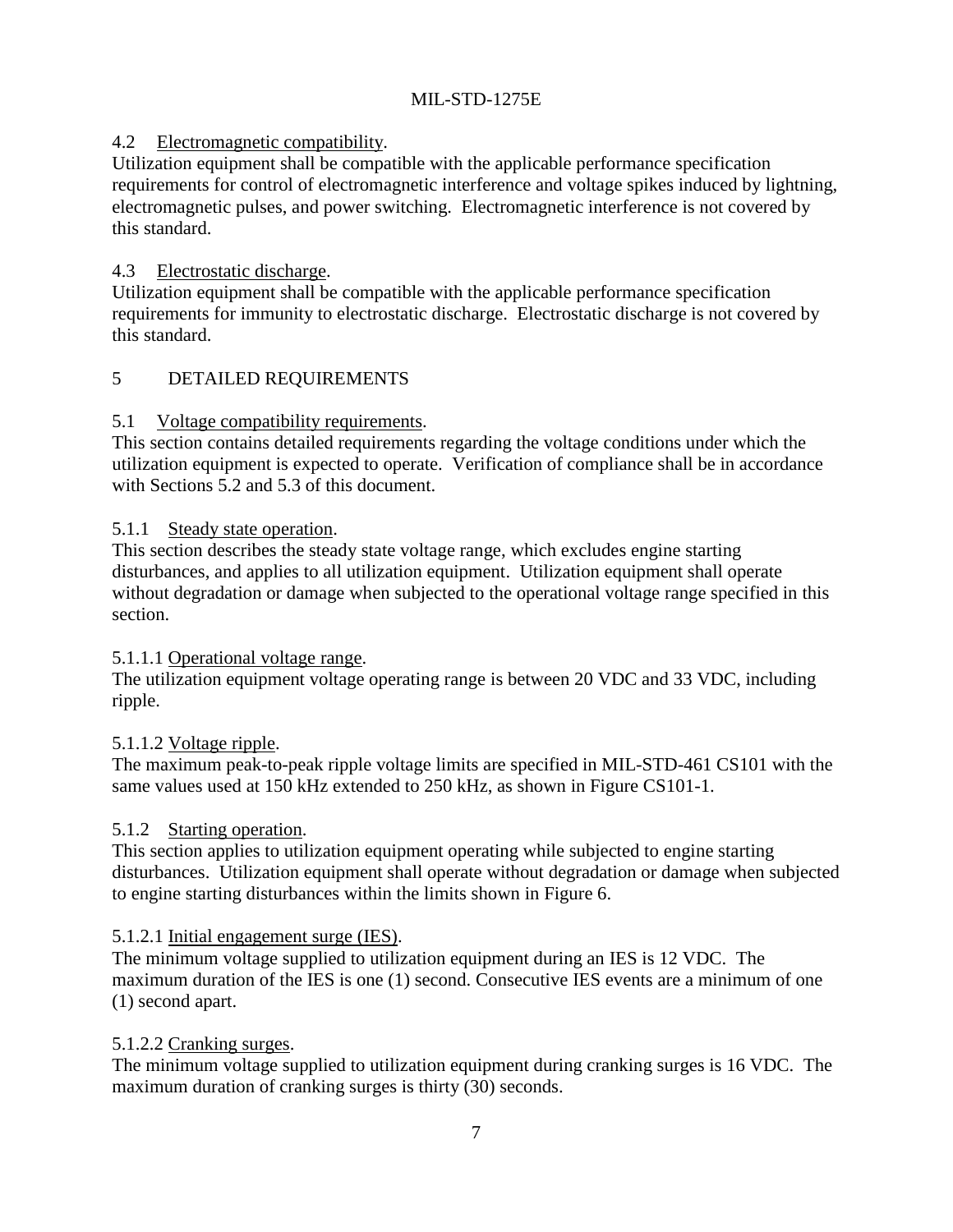### 4.2 Electromagnetic compatibility.

Utilization equipment shall be compatible with the applicable performance specification requirements for control of electromagnetic interference and voltage spikes induced by lightning, electromagnetic pulses, and power switching. Electromagnetic interference is not covered by this standard.

### 4.3 Electrostatic discharge.

Utilization equipment shall be compatible with the applicable performance specification requirements for immunity to electrostatic discharge. Electrostatic discharge is not covered by this standard.

## 5 DETAILED REQUIREMENTS

### 5.1 Voltage compatibility requirements.

This section contains detailed requirements regarding the voltage conditions under which the utilization equipment is expected to operate. Verification of compliance shall be in accordance with Sections 5.2 and 5.3 of this document.

#### 5.1.1 Steady state operation.

This section describes the steady state voltage range, which excludes engine starting disturbances, and applies to all utilization equipment. Utilization equipment shall operate without degradation or damage when subjected to the operational voltage range specified in this section.

##### 5.1.1.1 Operational voltage range.

The utilization equipment voltage operating range is between 20 VDC and 33 VDC, including ripple.

##### 5.1.1.2 Voltage ripple.

The maximum peak-to-peak ripple voltage limits are specified in MIL-STD-461 CS101 with the same values used at 150 kHz extended to 250 kHz, as shown in Figure CS101-1.

#### 5.1.2 Starting operation.

This section applies to utilization equipment operating while subjected to engine starting disturbances. Utilization equipment shall operate without degradation or damage when subjected to engine starting disturbances within the limits shown in Figure 6.

##### 5.1.2.1 Initial engagement surge (IES).

The minimum voltage supplied to utilization equipment during an IES is 12 VDC. The maximum duration of the IES is one (1) second. Consecutive IES events are a minimum of one (1) second apart.

##### 5.1.2.2 Cranking surges.

The minimum voltage supplied to utilization equipment during cranking surges is 16 VDC. The maximum duration of cranking surges is thirty (30) seconds.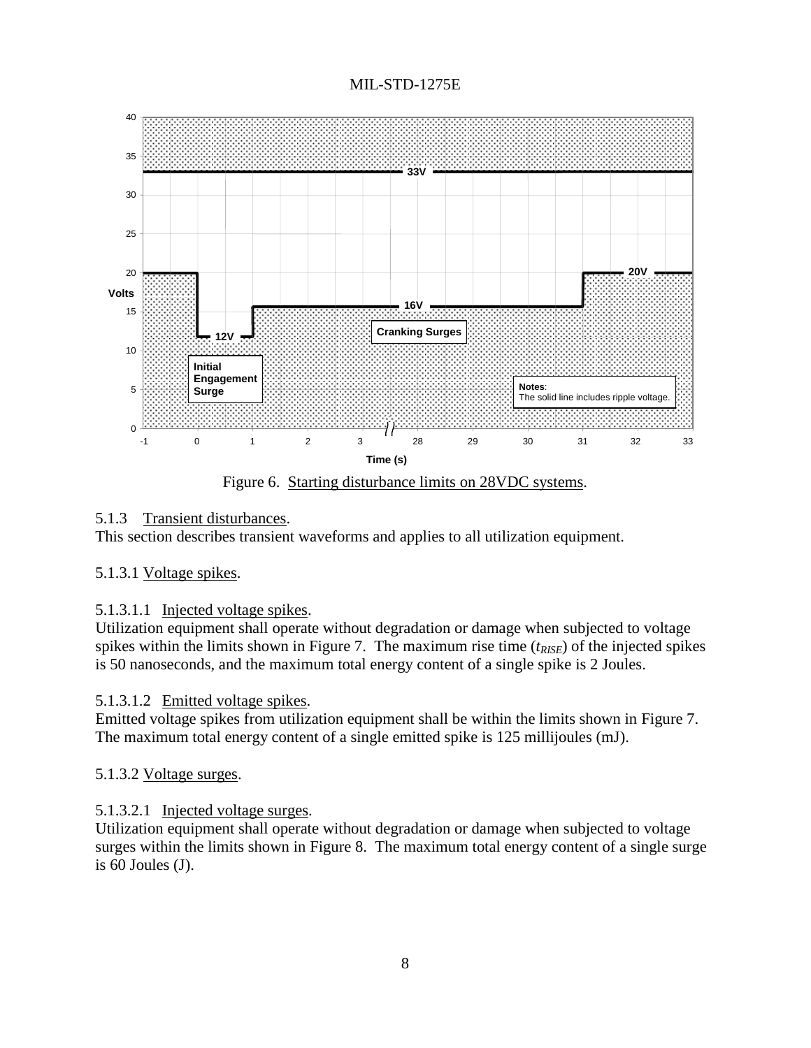Figure 6. Starting disturbance limits on 28VDC systems.

### 5.1.3 Transient disturbances.

This section describes transient waveforms and applies to all utilization equipment.

#### 5.1.3.1 Voltage spikes.

##### 5.1.3.1.1 Injected voltage spikes.

Utilization equipment shall operate without degradation or damage when subjected to voltage spikes within the limits shown in Figure 7. The maximum rise time ($t_{RISE}$) of the injected spikes is 50 nanoseconds, and the maximum total energy content of a single spike is 2 Joules.

##### 5.1.3.1.2 Emitted voltage spikes.

Emitted voltage spikes from utilization equipment shall be within the limits shown in Figure 7. The maximum total energy content of a single emitted spike is 125 millijoules (mJ).

#### 5.1.3.2 Voltage surges.

##### 5.1.3.2.1 Injected voltage surges.

Utilization equipment shall operate without degradation or damage when subjected to voltage surges within the limits shown in Figure 8. The maximum total energy content of a single surge is 60 Joules (J).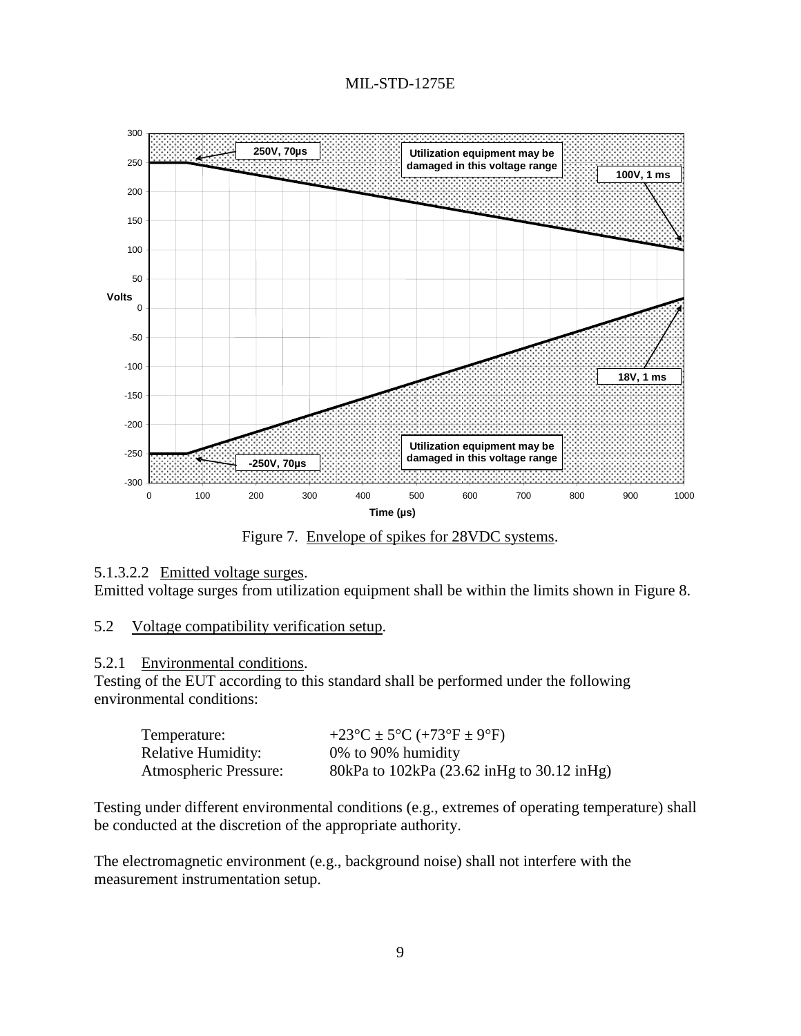Figure 7. Envelope of spikes for 28VDC systems.

5.1.3.2.2 Emitted voltage surges.

Emitted voltage surges from utilization equipment shall be within the limits shown in Figure 8.

## 5.2 Voltage compatibility verification setup.

### 5.2.1 Environmental conditions.

Testing of the EUT according to this standard shall be performed under the following environmental conditions:

| | |
|---|---|
| Temperature: | +23°C ± 5°C (+73°F ± 9°F) |
| Relative Humidity: | 0% to 90% humidity |
| Atmospheric Pressure: | 80kPa to 102kPa (23.62 inHg to 30.12 inHg) |

Testing under different environmental conditions (e.g., extremes of operating temperature) shall be conducted at the discretion of the appropriate authority.

The electromagnetic environment (e.g., background noise) shall not interfere with the measurement instrumentation setup.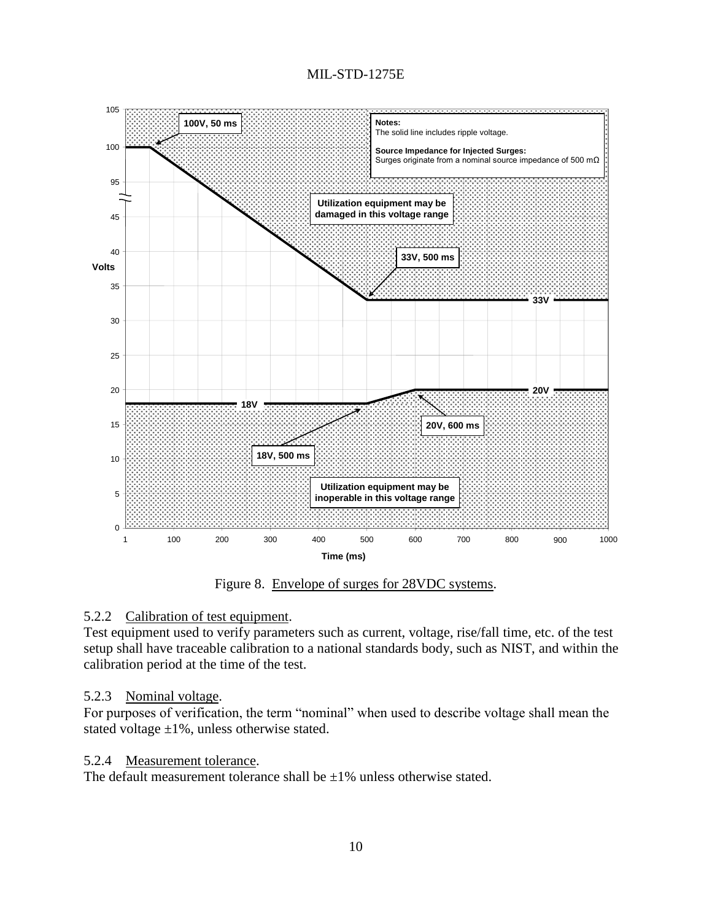Figure 8. Envelope of surges for 28VDC systems.

### 5.2.2 Calibration of test equipment.

Test equipment used to verify parameters such as current, voltage, rise/fall time, etc. of the test setup shall have traceable calibration to a national standards body, such as NIST, and within the calibration period at the time of the test.

### 5.2.3 Nominal voltage.

For purposes of verification, the term “nominal” when used to describe voltage shall mean the stated voltage ±1%, unless otherwise stated.

### 5.2.4 Measurement tolerance.

The default measurement tolerance shall be ±1% unless otherwise stated.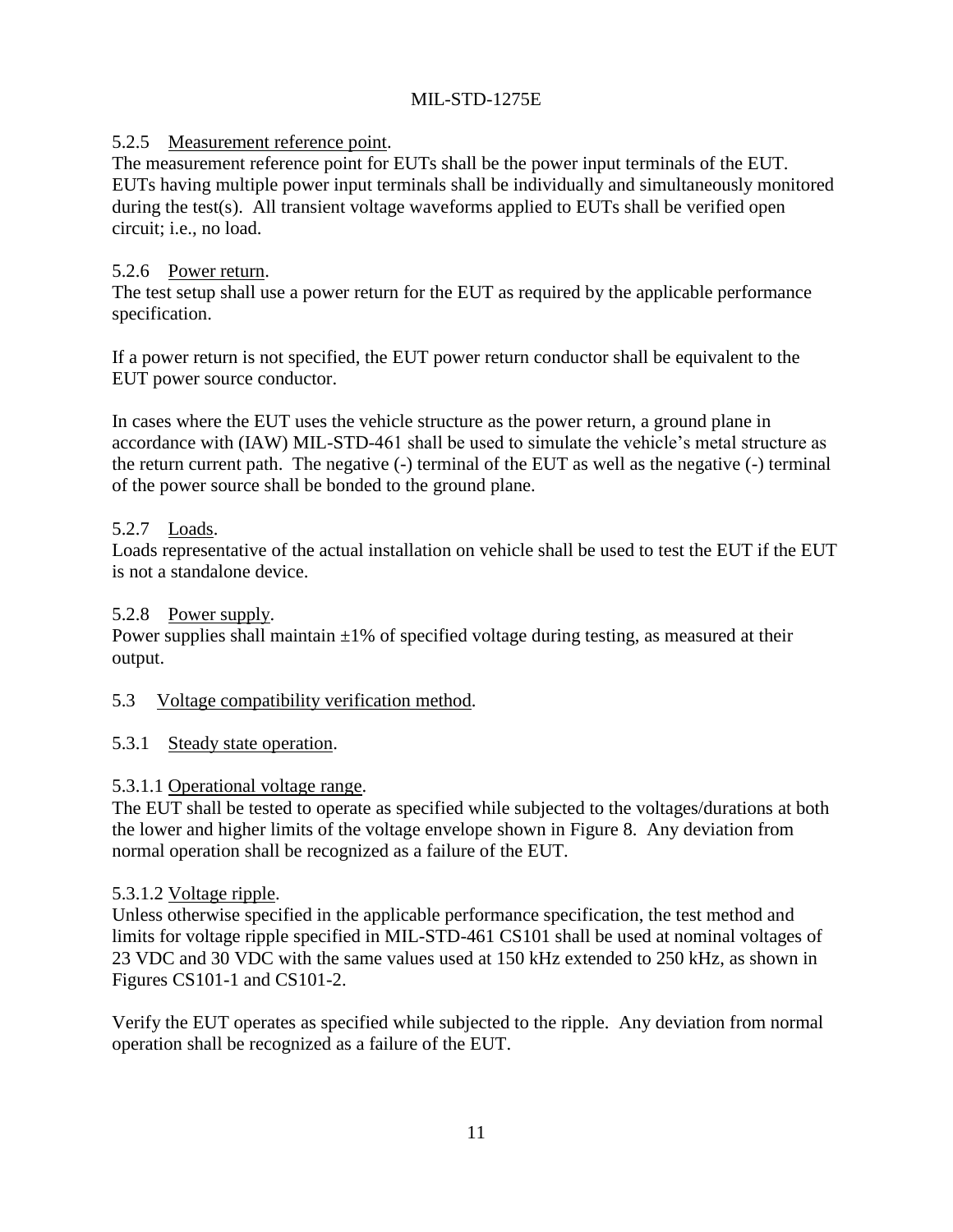#### 5.2.5 Measurement reference point.

The measurement reference point for EUTs shall be the power input terminals of the EUT. EUTs having multiple power input terminals shall be individually and simultaneously monitored during the test(s). All transient voltage waveforms applied to EUTs shall be verified open circuit; i.e., no load.

#### 5.2.6 Power return.

The test setup shall use a power return for the EUT as required by the applicable performance specification.

If a power return is not specified, the EUT power return conductor shall be equivalent to the EUT power source conductor.

In cases where the EUT uses the vehicle structure as the power return, a ground plane in accordance with (IAW) MIL-STD-461 shall be used to simulate the vehicle's metal structure as the return current path. The negative (-) terminal of the EUT as well as the negative (-) terminal of the power source shall be bonded to the ground plane.

#### 5.2.7 Loads.

Loads representative of the actual installation on vehicle shall be used to test the EUT if the EUT is not a standalone device.

#### 5.2.8 Power supply.

Power supplies shall maintain ±1% of specified voltage during testing, as measured at their output.

### 5.3 Voltage compatibility verification method.

#### 5.3.1 Steady state operation.

##### 5.3.1.1 Operational voltage range.

The EUT shall be tested to operate as specified while subjected to the voltages/durations at both the lower and higher limits of the voltage envelope shown in Figure 8. Any deviation from normal operation shall be recognized as a failure of the EUT.

##### 5.3.1.2 Voltage ripple.

Unless otherwise specified in the applicable performance specification, the test method and limits for voltage ripple specified in MIL-STD-461 CS101 shall be used at nominal voltages of 23 VDC and 30 VDC with the same values used at 150 kHz extended to 250 kHz, as shown in Figures CS101-1 and CS101-2.

Verify the EUT operates as specified while subjected to the ripple. Any deviation from normal operation shall be recognized as a failure of the EUT.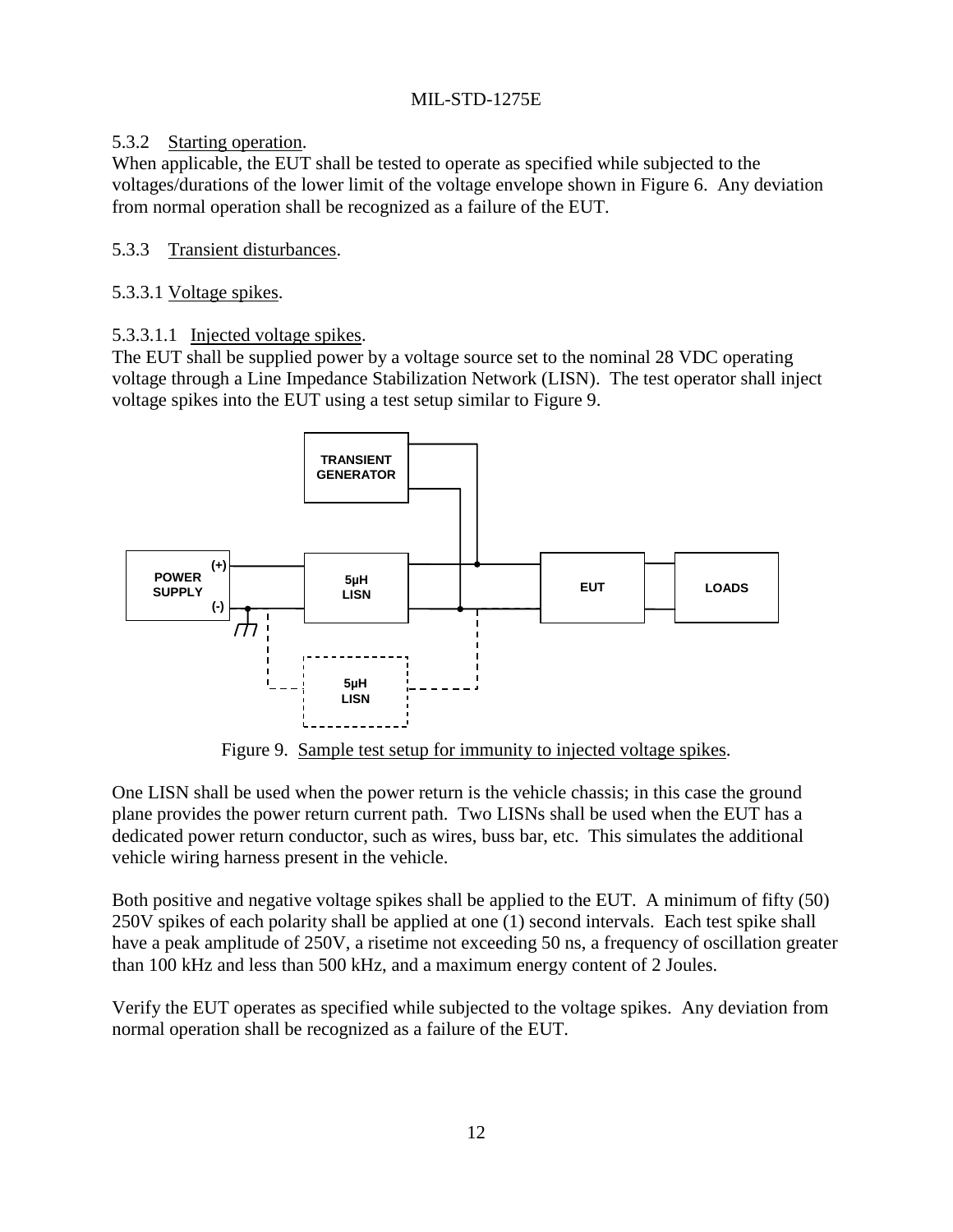5.3.2 Starting operation.

When applicable, the EUT shall be tested to operate as specified while subjected to the voltages/durations of the lower limit of the voltage envelope shown in Figure 6. Any deviation from normal operation shall be recognized as a failure of the EUT.

5.3.3 Transient disturbances.

5.3.3.1 Voltage spikes.

5.3.3.1.1 Injected voltage spikes.

The EUT shall be supplied power by a voltage source set to the nominal 28 VDC operating voltage through a Line Impedance Stabilization Network (LISN). The test operator shall inject voltage spikes into the EUT using a test setup similar to Figure 9.

Figure 9. Sample test setup for immunity to injected voltage spikes.

One LISN shall be used when the power return is the vehicle chassis; in this case the ground plane provides the power return current path. Two LISNs shall be used when the EUT has a dedicated power return conductor, such as wires, buss bar, etc. This simulates the additional vehicle wiring harness present in the vehicle.

Both positive and negative voltage spikes shall be applied to the EUT. A minimum of fifty (50) 250V spikes of each polarity shall be applied at one (1) second intervals. Each test spike shall have a peak amplitude of 250V, a risetime not exceeding 50 ns, a frequency of oscillation greater than 100 kHz and less than 500 kHz, and a maximum energy content of 2 Joules.

Verify the EUT operates as specified while subjected to the voltage spikes. Any deviation from normal operation shall be recognized as a failure of the EUT.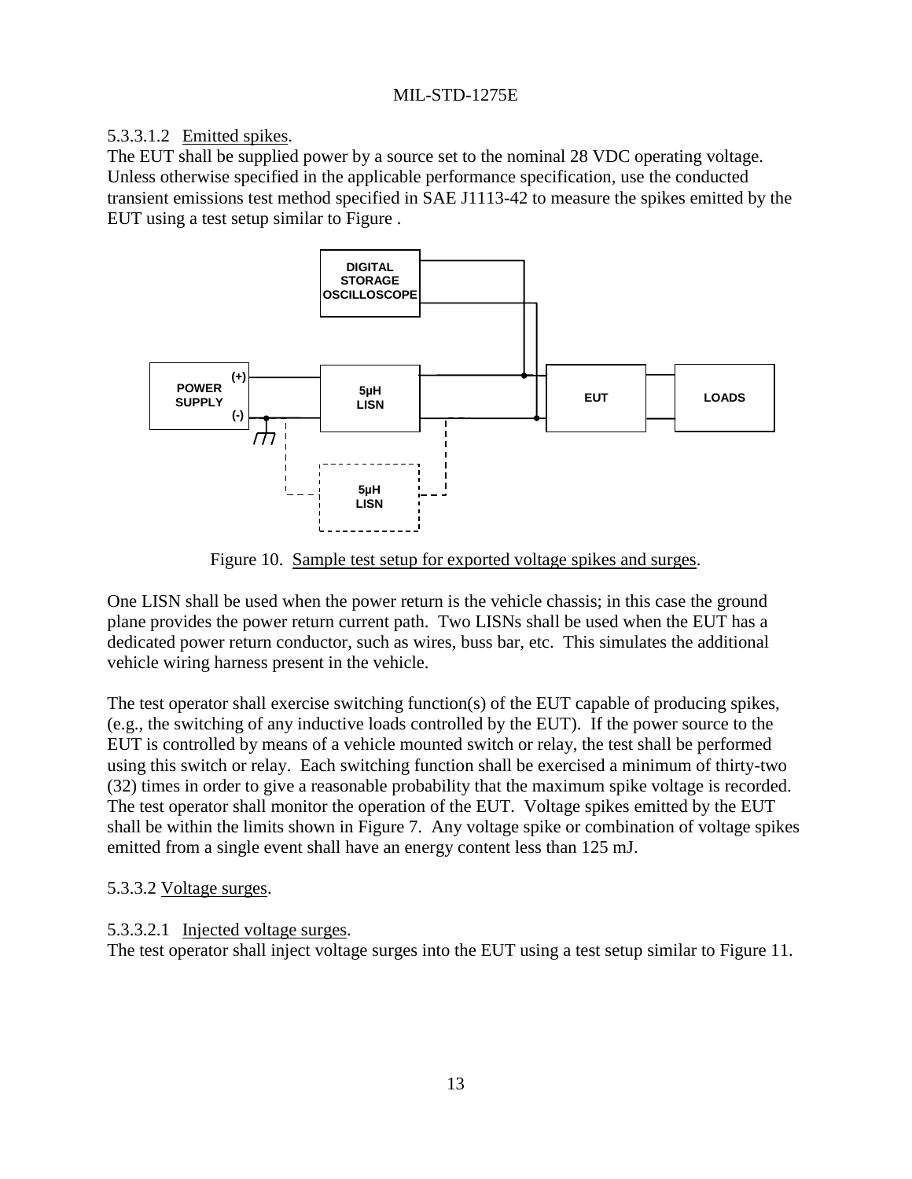5.3.3.1.2 Emitted spikes.

The EUT shall be supplied power by a source set to the nominal 28 VDC operating voltage. Unless otherwise specified in the applicable performance specification, use the conducted transient emissions test method specified in SAE J1113-42 to measure the spikes emitted by the EUT using a test setup similar to Figure .

DIGITAL STORAGE OSCILLOSCOPE

POWER SUPPLY (+) (-)

5µH LISN

5µH LISN

EUT

LOADS

Figure 10. Sample test setup for exported voltage spikes and surges.

One LISN shall be used when the power return is the vehicle chassis; in this case the ground plane provides the power return current path. Two LISNs shall be used when the EUT has a dedicated power return conductor, such as wires, buss bar, etc. This simulates the additional vehicle wiring harness present in the vehicle.

The test operator shall exercise switching function(s) of the EUT capable of producing spikes, (e.g., the switching of any inductive loads controlled by the EUT). If the power source to the EUT is controlled by means of a vehicle mounted switch or relay, the test shall be performed using this switch or relay. Each switching function shall be exercised a minimum of thirty-two (32) times in order to give a reasonable probability that the maximum spike voltage is recorded. The test operator shall monitor the operation of the EUT. Voltage spikes emitted by the EUT shall be within the limits shown in Figure 7. Any voltage spike or combination of voltage spikes emitted from a single event shall have an energy content less than 125 mJ.

5.3.3.2 Voltage surges.

5.3.3.2.1 Injected voltage surges.

The test operator shall inject voltage surges into the EUT using a test setup similar to Figure 11.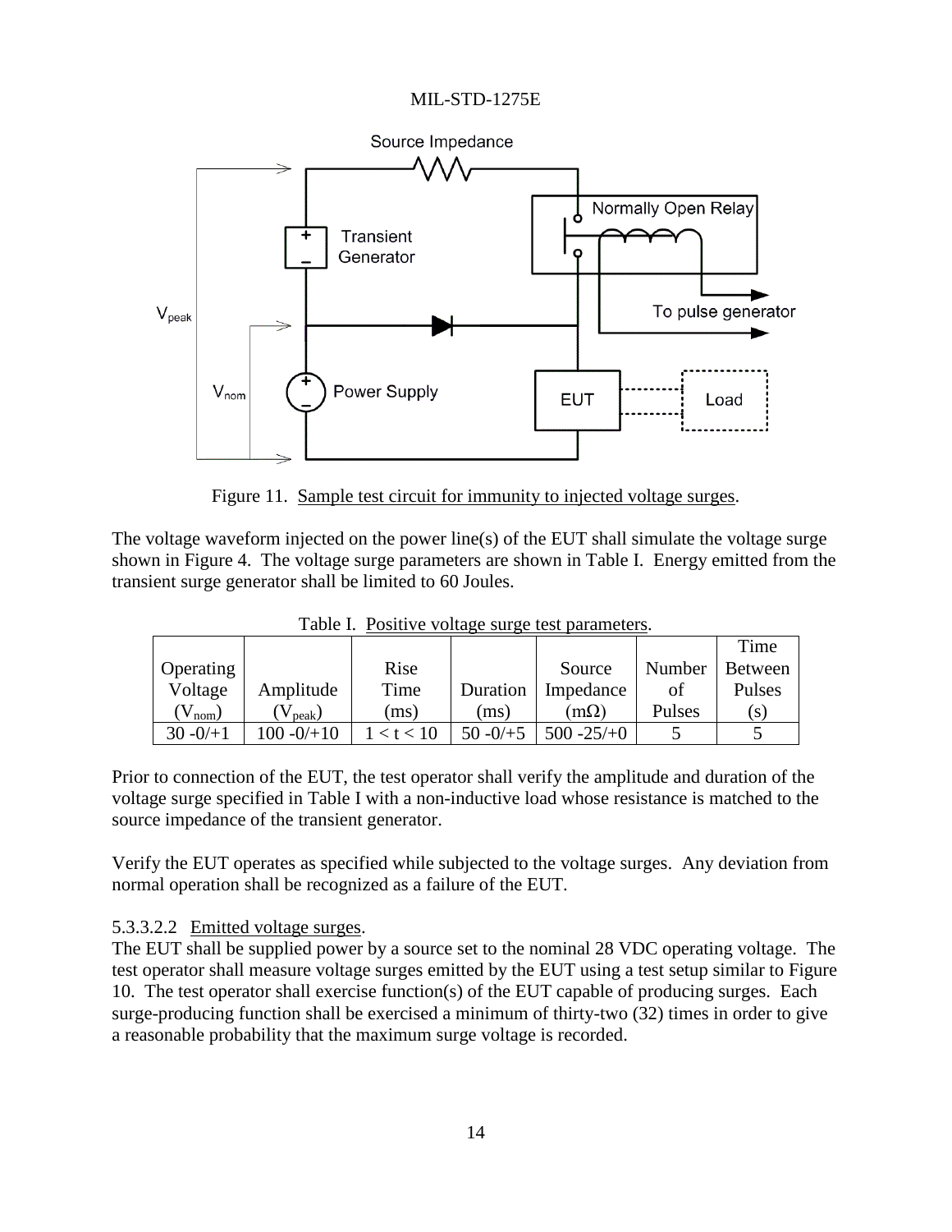Figure 11. Sample test circuit for immunity to injected voltage surges.

The voltage waveform injected on the power line(s) of the EUT shall simulate the voltage surge shown in Figure 4. The voltage surge parameters are shown in Table I. Energy emitted from the transient surge generator shall be limited to 60 Joules.

Table I. Positive voltage surge test parameters.

| Operating Voltage ($V_{nom}$) | Amplitude ($V_{peak}$) | Rise Time (ms) | Duration (ms) | Source Impedance (mΩ) | Number of Pulses | Time Between Pulses (s) |
|---|---|---|---|---|---|---|
| 30 -0/+1 | 100 -0/+10 | 1 < t < 10 | 50 -0/+5 | 500 -25/+0 | 5 | 5 |

Prior to connection of the EUT, the test operator shall verify the amplitude and duration of the voltage surge specified in Table I with a non-inductive load whose resistance is matched to the source impedance of the transient generator.

Verify the EUT operates as specified while subjected to the voltage surges. Any deviation from normal operation shall be recognized as a failure of the EUT.

5.3.3.2.2 Emitted voltage surges.

The EUT shall be supplied power by a source set to the nominal 28 VDC operating voltage. The test operator shall measure voltage surges emitted by the EUT using a test setup similar to Figure 10. The test operator shall exercise function(s) of the EUT capable of producing surges. Each surge-producing function shall be exercised a minimum of thirty-two (32) times in order to give a reasonable probability that the maximum surge voltage is recorded.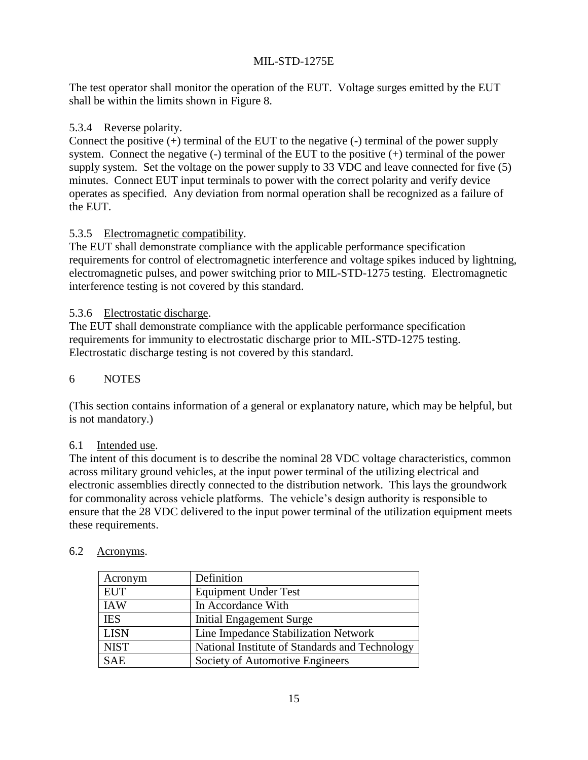The test operator shall monitor the operation of the EUT. Voltage surges emitted by the EUT shall be within the limits shown in Figure 8.

### 5.3.4 Reverse polarity.

Connect the positive (+) terminal of the EUT to the negative (-) terminal of the power supply system. Connect the negative (-) terminal of the EUT to the positive (+) terminal of the power supply system. Set the voltage on the power supply to 33 VDC and leave connected for five (5) minutes. Connect EUT input terminals to power with the correct polarity and verify device operates as specified. Any deviation from normal operation shall be recognized as a failure of the EUT.

### 5.3.5 Electromagnetic compatibility.

The EUT shall demonstrate compliance with the applicable performance specification requirements for control of electromagnetic interference and voltage spikes induced by lightning, electromagnetic pulses, and power switching prior to MIL-STD-1275 testing. Electromagnetic interference testing is not covered by this standard.

### 5.3.6 Electrostatic discharge.

The EUT shall demonstrate compliance with the applicable performance specification requirements for immunity to electrostatic discharge prior to MIL-STD-1275 testing. Electrostatic discharge testing is not covered by this standard.

# 6 NOTES

(This section contains information of a general or explanatory nature, which may be helpful, but is not mandatory.)

## 6.1 Intended use.

The intent of this document is to describe the nominal 28 VDC voltage characteristics, common across military ground vehicles, at the input power terminal of the utilizing electrical and electronic assemblies directly connected to the distribution network. This lays the groundwork for commonality across vehicle platforms. The vehicle's design authority is responsible to ensure that the 28 VDC delivered to the input power terminal of the utilization equipment meets these requirements.

## 6.2 Acronyms.

| Acronym | Definition |
|---|---|
| EUT | Equipment Under Test |
| IAW | In Accordance With |
| IES | Initial Engagement Surge |
| LISN | Line Impedance Stabilization Network |
| NIST | National Institute of Standards and Technology |
| SAE | Society of Automotive Engineers |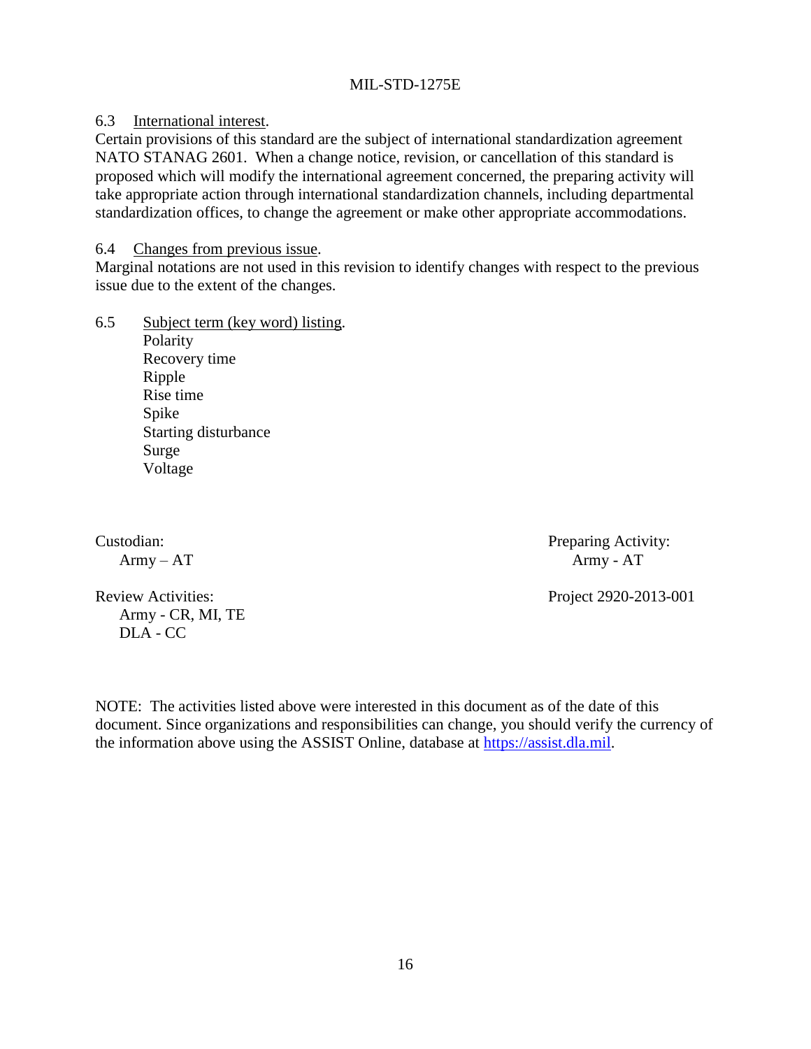### 6.3 International interest.

Certain provisions of this standard are the subject of international standardization agreement NATO STANAG 2601. When a change notice, revision, or cancellation of this standard is proposed which will modify the international agreement concerned, the preparing activity will take appropriate action through international standardization channels, including departmental standardization offices, to change the agreement or make other appropriate accommodations.

### 6.4 Changes from previous issue.

Marginal notations are not used in this revision to identify changes with respect to the previous issue due to the extent of the changes.

### 6.5 Subject term (key word) listing.

Polarity
Recovery time
Ripple
Rise time
Spike
Starting disturbance
Surge
Voltage

Custodian:
Army – AT

Review Activities:
Army - CR, MI, TE
DLA - CC

Preparing Activity:
Army - AT

Project 2920-2013-001

NOTE: The activities listed above were interested in this document as of the date of this document. Since organizations and responsibilities can change, you should verify the currency of the information above using the ASSIST Online, database at https://assist.dla.mil.